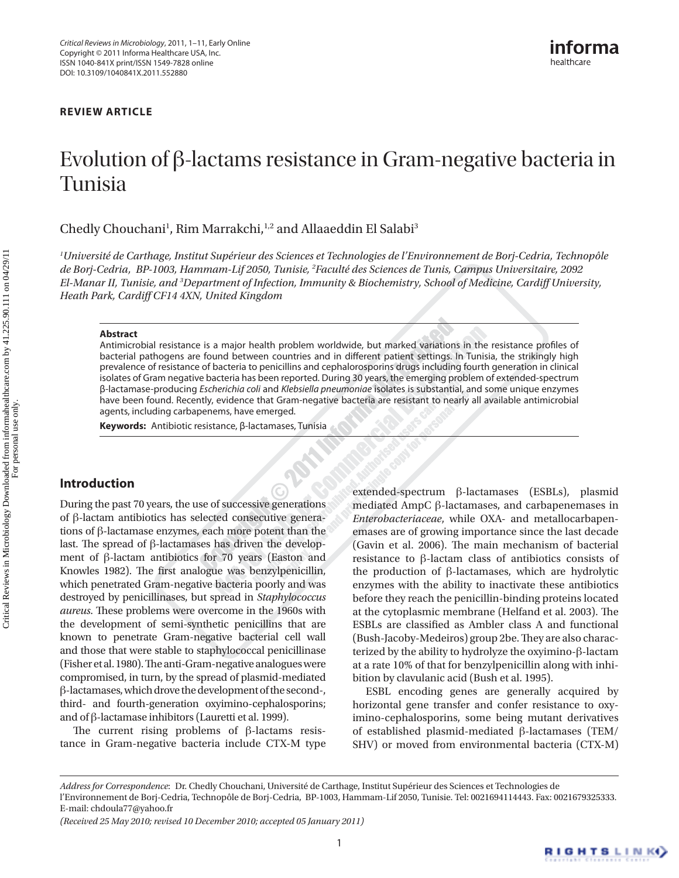REVIEW ARTICLE

# Evolution of β-lactams resistance in Gram-negative bacteria in Tunisia

Chedly Chouchani[1], Rim Marrakchi,[1,2] and Allaaeddin El Salabi[3]

[1]*Université de Carthage, Institut Supérieur des Sciences et Technologies de l'Environnement de Borj-Cedria, Technopôle de Borj-Cedria, BP-1003, Hammam-Lif 2050, Tunisie,* [2]*Faculté des Sciences de Tunis, Campus Universitaire, 2092 El-Manar II, Tunisie, and* [3]*Department of Infection, Immunity & Biochemistry, School of Medicine, Cardiff University, Heath Park, Cardiff CF14 4XN, United Kingdom*

**Abstract**

Antimicrobial resistance is a major health problem worldwide, but marked variations in the resistance profiles of bacterial pathogens are found between countries and in different patient settings. In Tunisia, the strikingly high prevalence of resistance of bacteria to penicillins and cephalosporins drugs including fourth generation in clinical isolates of Gram negative bacteria has been reported. During 30 years, the emerging problem of extended-spectrum β-lactamase-producing *Escherichia coli* and *Klebsiella pneumoniae* isolates is substantial, and some unique enzymes have been found. Recently, evidence that Gram-negative bacteria are resistant to nearly all available antimicrobial agents, including carbapenems, have emerged.

**Keywords:** Antibiotic resistance, β-lactamases, Tunisia

## Introduction

During the past 70 years, the use of successive generations of β-lactam antibiotics has selected consecutive generations of β-lactamase enzymes, each more potent than the last. The spread of β-lactamases has driven the development of β-lactam antibiotics for 70 years (Easton and Knowles 1982). The first analogue was benzylpenicillin, which penetrated Gram-negative bacteria poorly and was destroyed by penicillinases, but spread in *Staphylococcus aureus*. These problems were overcome in the 1960s with the development of semi-synthetic penicillins that are known to penetrate Gram-negative bacterial cell wall and those that were stable to staphylococcal penicillinase (Fisher et al. 1980). The anti-Gram-negative analogues were compromised, in turn, by the spread of plasmid-mediated β-lactamases, which drove the development of the second-, third- and fourth-generation oxyimino-cephalosporins; and of β-lactamase inhibitors (Lauretti et al. 1999).

The current rising problems of β-lactams resistance in Gram-negative bacteria include CTX-M type extended-spectrum β-lactamases (ESBLs), plasmid mediated AmpC β-lactamases, and carbapenemases in *Enterobacteriaceae*, while OXA- and metallocarbapenemases are of growing importance since the last decade (Gavin et al. 2006). The main mechanism of bacterial resistance to β-lactam class of antibiotics consists of the production of β-lactamases, which are hydrolytic enzymes with the ability to inactivate these antibiotics before they reach the penicillin-binding proteins located at the cytoplasmic membrane (Helfand et al. 2003). The ESBLs are classified as Ambler class A and functional (Bush-Jacoby-Medeiros) group 2be. They are also characterized by the ability to hydrolyze the oxyimino-β-lactam at a rate 10% of that for benzylpenicillin along with inhibition by clavulanic acid (Bush et al. 1995).

ESBL encoding genes are generally acquired by horizontal gene transfer and confer resistance to oxyimino-cephalosporins, some being mutant derivatives of established plasmid-mediated β-lactamases (TEM/SHV) or moved from environmental bacteria (CTX-M)

*Address for Correspondence*: Dr. Chedly Chouchani, Université de Carthage, Institut Supérieur des Sciences et Technologies de l'Environnement de Borj-Cedria, Technopôle de Borj-Cedria, BP-1003, Hammam-Lif 2050, Tunisie. Tel: 0021694114443. Fax: 0021679325333. E-mail: chdoula77@yahoo.fr

*(Received 25 May 2010; revised 10 December 2010; accepted 05 January 2011)*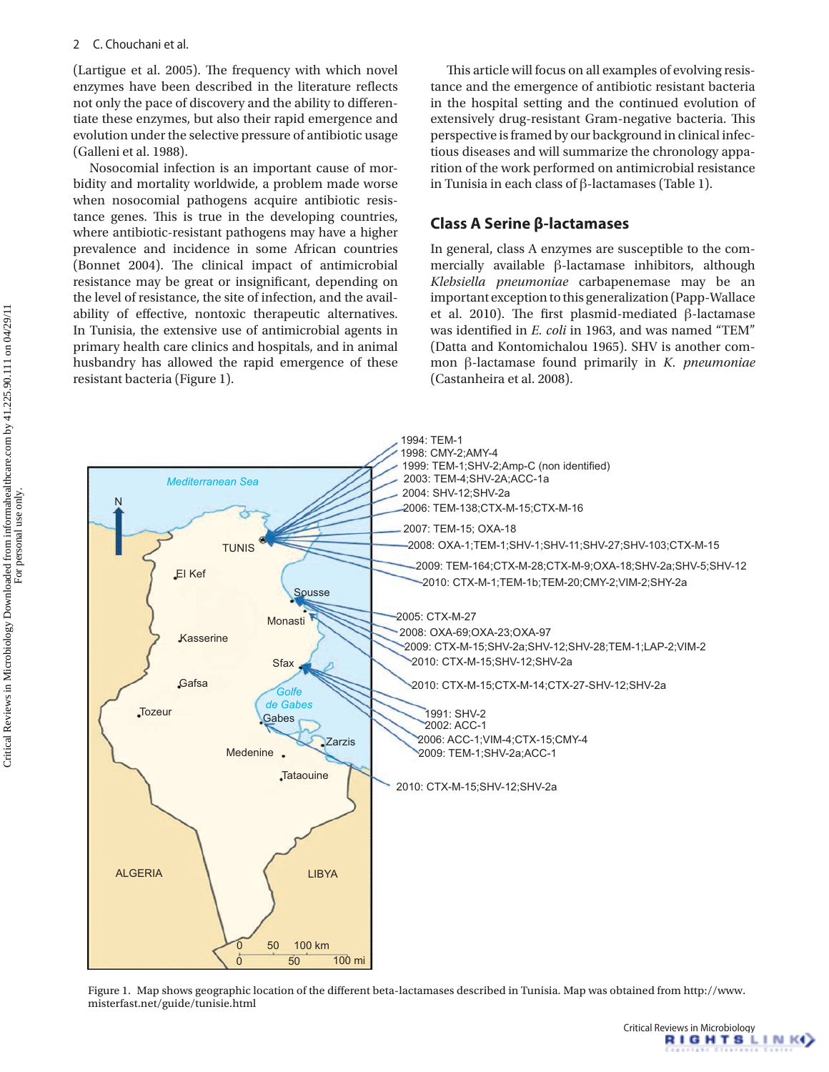(Lartigue et al. 2005). The frequency with which novel enzymes have been described in the literature reflects not only the pace of discovery and the ability to differentiate these enzymes, but also their rapid emergence and evolution under the selective pressure of antibiotic usage (Galleni et al. 1988).

Nosocomial infection is an important cause of morbidity and mortality worldwide, a problem made worse when nosocomial pathogens acquire antibiotic resistance genes. This is true in the developing countries, where antibiotic-resistant pathogens may have a higher prevalence and incidence in some African countries (Bonnet 2004). The clinical impact of antimicrobial resistance may be great or insignificant, depending on the level of resistance, the site of infection, and the availability of effective, nontoxic therapeutic alternatives. In Tunisia, the extensive use of antimicrobial agents in primary health care clinics and hospitals, and in animal husbandry has allowed the rapid emergence of these resistant bacteria (Figure 1).

This article will focus on all examples of evolving resistance and the emergence of antibiotic resistant bacteria in the hospital setting and the continued evolution of extensively drug-resistant Gram-negative bacteria. This perspective is framed by our background in clinical infectious diseases and will summarize the chronology apparition of the work performed on antimicrobial resistance in Tunisia in each class of β-lactamases (Table 1).

## Class A Serine β-lactamases

In general, class A enzymes are susceptible to the commercially available β-lactamase inhibitors, although *Klebsiella pneumoniae* carbapenemase may be an important exception to this generalization (Papp-Wallace et al. 2010). The first plasmid-mediated β-lactamase was identified in *E. coli* in 1963, and was named "TEM" (Datta and Kontomichalou 1965). SHV is another common β-lactamase found primarily in *K. pneumoniae* (Castanheira et al. 2008).

Figure 1. Map shows geographic location of the different beta-lactamases described in Tunisia. Map was obtained from http://www.misterfast.net/guide/tunisie.html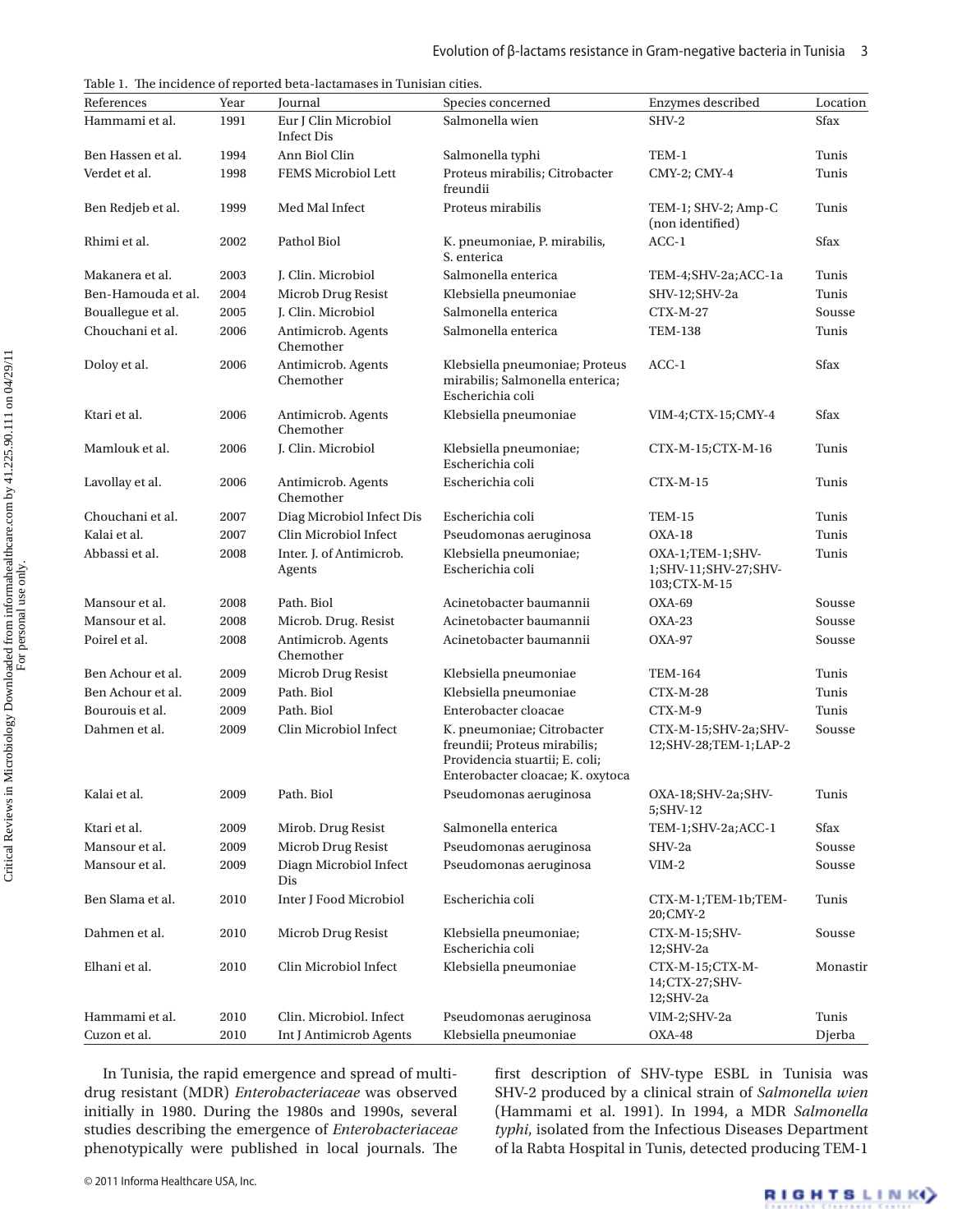Table 1. The incidence of reported beta-lactamases in Tunisian cities.

| References | Year | Journal | Species concerned | Enzymes described | Location |
|---|---|---|---|---|---|
| Hammami et al. | 1991 | Eur J Clin Microbiol Infect Dis | Salmonella wien | SHV-2 | Sfax |
| Ben Hassen et al. | 1994 | Ann Biol Clin | Salmonella typhi | TEM-1 | Tunis |
| Verdet et al. | 1998 | FEMS Microbiol Lett | Proteus mirabilis; Citrobacter freundii | CMY-2; CMY-4 | Tunis |
| Ben Redjeb et al. | 1999 | Med Mal Infect | Proteus mirabilis | TEM-1; SHV-2; Amp-C (non identified) | Tunis |
| Rhimi et al. | 2002 | Pathol Biol | K. pneumoniae, P. mirabilis, S. enterica | ACC-1 | Sfax |
| Makanera et al. | 2003 | J. Clin. Microbiol | Salmonella enterica | TEM-4;SHV-2a;ACC-1a | Tunis |
| Ben-Hamouda et al. | 2004 | Microb Drug Resist | Klebsiella pneumoniae | SHV-12;SHV-2a | Tunis |
| Bouallegue et al. | 2005 | J. Clin. Microbiol | Salmonella enterica | CTX-M-27 | Sousse |
| Chouchani et al. | 2006 | Antimicrob. Agents Chemother | Salmonella enterica | TEM-138 | Tunis |
| Doloy et al. | 2006 | Antimicrob. Agents Chemother | Klebsiella pneumoniae; Proteus mirabilis; Salmonella enterica; Escherichia coli | ACC-1 | Sfax |
| Ktari et al. | 2006 | Antimicrob. Agents Chemother | Klebsiella pneumoniae | VIM-4;CTX-15;CMY-4 | Sfax |
| Mamlouk et al. | 2006 | J. Clin. Microbiol | Klebsiella pneumoniae; Escherichia coli | CTX-M-15;CTX-M-16 | Tunis |
| Lavollay et al. | 2006 | Antimicrob. Agents Chemother | Escherichia coli | CTX-M-15 | Tunis |
| Chouchani et al. | 2007 | Diag Microbiol Infect Dis | Escherichia coli | TEM-15 | Tunis |
| Kalai et al. | 2007 | Clin Microbiol Infect | Pseudomonas aeruginosa | OXA-18 | Tunis |
| Abbassi et al. | 2008 | Inter. J. of Antimicrob. Agents | Klebsiella pneumoniae; Escherichia coli | OXA-1;TEM-1;SHV-1;SHV-11;SHV-27;SHV-103;CTX-M-15 | Tunis |
| Mansour et al. | 2008 | Path. Biol | Acinetobacter baumannii | OXA-69 | Sousse |
| Mansour et al. | 2008 | Microb. Drug. Resist | Acinetobacter baumannii | OXA-23 | Sousse |
| Poirel et al. | 2008 | Antimicrob. Agents Chemother | Acinetobacter baumannii | OXA-97 | Sousse |
| Ben Achour et al. | 2009 | Microb Drug Resist | Klebsiella pneumoniae | TEM-164 | Tunis |
| Ben Achour et al. | 2009 | Path. Biol | Klebsiella pneumoniae | CTX-M-28 | Tunis |
| Bourouis et al. | 2009 | Path. Biol | Enterobacter cloacae | CTX-M-9 | Tunis |
| Dahmen et al. | 2009 | Clin Microbiol Infect | K. pneumoniae; Citrobacter freundii; Proteus mirabilis; Providencia stuartii; E. coli; Enterobacter cloacae; K. oxytoca | CTX-M-15;SHV-2a;SHV-12;SHV-28;TEM-1;LAP-2 | Sousse |
| Kalai et al. | 2009 | Path. Biol | Pseudomonas aeruginosa | OXA-18;SHV-2a;SHV-5;SHV-12 | Tunis |
| Ktari et al. | 2009 | Mirob. Drug Resist | Salmonella enterica | TEM-1;SHV-2a;ACC-1 | Sfax |
| Mansour et al. | 2009 | Microb Drug Resist | Pseudomonas aeruginosa | SHV-2a | Sousse |
| Mansour et al. | 2009 | Diagn Microbiol Infect Dis | Pseudomonas aeruginosa | VIM-2 | Sousse |
| Ben Slama et al. | 2010 | Inter J Food Microbiol | Escherichia coli | CTX-M-1;TEM-1b;TEM-20;CMY-2 | Tunis |
| Dahmen et al. | 2010 | Microb Drug Resist | Klebsiella pneumoniae; Escherichia coli | CTX-M-15;SHV-12;SHV-2a | Sousse |
| Elhani et al. | 2010 | Clin Microbiol Infect | Klebsiella pneumoniae | CTX-M-15;CTX-M-14;CTX-27;SHV-12;SHV-2a | Monastir |
| Hammami et al. | 2010 | Clin. Microbiol. Infect | Pseudomonas aeruginosa | VIM-2;SHV-2a | Tunis |
| Cuzon et al. | 2010 | Int J Antimicrob Agents | Klebsiella pneumoniae | OXA-48 | Djerba |

In Tunisia, the rapid emergence and spread of multi-drug resistant (MDR) *Enterobacteriaceae* was observed initially in 1980. During the 1980s and 1990s, several studies describing the emergence of *Enterobacteriaceae* phenotypically were published in local journals. The first description of SHV-type ESBL in Tunisia was SHV-2 produced by a clinical strain of *Salmonella wien* (Hammami et al. 1991). In 1994, a MDR *Salmonella typhi*, isolated from the Infectious Diseases Department of la Rabta Hospital in Tunis, detected producing TEM-1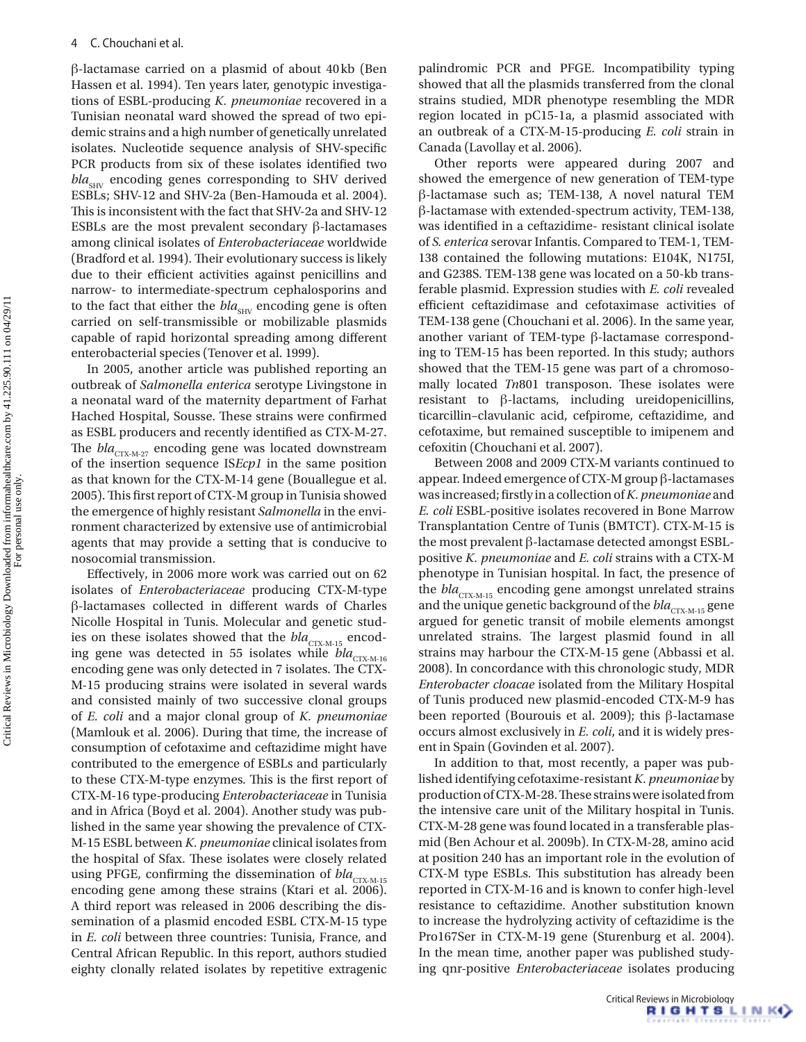β-lactamase carried on a plasmid of about 40 kb (Ben Hassen et al. 1994). Ten years later, genotypic investigations of ESBL-producing *K. pneumoniae* recovered in a Tunisian neonatal ward showed the spread of two epidemic strains and a high number of genetically unrelated isolates. Nucleotide sequence analysis of SHV-specific PCR products from six of these isolates identified two $bla_{SHV}$ encoding genes corresponding to SHV derived ESBLs; SHV-12 and SHV-2a (Ben-Hamouda et al. 2004). This is inconsistent with the fact that SHV-2a and SHV-12 ESBLs are the most prevalent secondary β-lactamases among clinical isolates of *Enterobacteriaceae* worldwide (Bradford et al. 1994). Their evolutionary success is likely due to their efficient activities against penicillins and narrow- to intermediate-spectrum cephalosporins and to the fact that either the $bla_{SHV}$ encoding gene is often carried on self-transmissible or mobilizable plasmids capable of rapid horizontal spreading among different enterobacterial species (Tenover et al. 1999).

In 2005, another article was published reporting an outbreak of *Salmonella enterica* serotype Livingstone in a neonatal ward of the maternity department of Farhat Hached Hospital, Sousse. These strains were confirmed as ESBL producers and recently identified as CTX-M-27. The $bla_{CTX\text{-}M\text{-}27}$ encoding gene was located downstream of the insertion sequence IS*Ecp1* in the same position as that known for the CTX-M-14 gene (Bouallegue et al. 2005). This first report of CTX-M group in Tunisia showed the emergence of highly resistant *Salmonella* in the environment characterized by extensive use of antimicrobial agents that may provide a setting that is conducive to nosocomial transmission.

Effectively, in 2006 more work was carried out on 62 isolates of *Enterobacteriaceae* producing CTX-M-type β-lactamases collected in different wards of Charles Nicolle Hospital in Tunis. Molecular and genetic studies on these isolates showed that the $bla_{CTX\text{-}M\text{-}15}$ encoding gene was detected in 55 isolates while $bla_{CTX\text{-}M\text{-}16}$ encoding gene was only detected in 7 isolates. The CTX-M-15 producing strains were isolated in several wards and consisted mainly of two successive clonal groups of *E. coli* and a major clonal group of *K. pneumoniae* (Mamlouk et al. 2006). During that time, the increase of consumption of cefotaxime and ceftazidime might have contributed to the emergence of ESBLs and particularly to these CTX-M-type enzymes. This is the first report of CTX-M-16 type-producing *Enterobacteriaceae* in Tunisia and in Africa (Boyd et al. 2004). Another study was published in the same year showing the prevalence of CTX-M-15 ESBL between *K. pneumoniae* clinical isolates from the hospital of Sfax. These isolates were closely related using PFGE, confirming the dissemination of $bla_{CTX\text{-}M\text{-}15}$ encoding gene among these strains (Ktari et al. 2006). A third report was released in 2006 describing the dissemination of a plasmid encoded ESBL CTX-M-15 type in *E. coli* between three countries: Tunisia, France, and Central African Republic. In this report, authors studied eighty clonally related isolates by repetitive extragenic palindromic PCR and PFGE. Incompatibility typing showed that all the plasmids transferred from the clonal strains studied, MDR phenotype resembling the MDR region located in pC15-1a, a plasmid associated with an outbreak of a CTX-M-15-producing *E. coli* strain in Canada (Lavollay et al. 2006).

Other reports were appeared during 2007 and showed the emergence of new generation of TEM-type β-lactamase such as; TEM-138, A novel natural TEM β-lactamase with extended-spectrum activity, TEM-138, was identified in a ceftazidime- resistant clinical isolate of *S. enterica* serovar Infantis. Compared to TEM-1, TEM-138 contained the following mutations: E104K, N175I, and G238S. TEM-138 gene was located on a 50-kb transferable plasmid. Expression studies with *E. coli* revealed efficient ceftazidimase and cefotaximase activities of TEM-138 gene (Chouchani et al. 2006). In the same year, another variant of TEM-type β-lactamase corresponding to TEM-15 has been reported. In this study; authors showed that the TEM-15 gene was part of a chromosomally located *Tn*801 transposon. These isolates were resistant to β-lactams, including ureidopenicillins, ticarcillin–clavulanic acid, cefpirome, ceftazidime, and cefotaxime, but remained susceptible to imipenem and cefoxitin (Chouchani et al. 2007).

Between 2008 and 2009 CTX-M variants continued to appear. Indeed emergence of CTX-M group β-lactamases was increased; firstly in a collection of *K. pneumoniae* and *E. coli* ESBL-positive isolates recovered in Bone Marrow Transplantation Centre of Tunis (BMTCT). CTX-M-15 is the most prevalent β-lactamase detected amongst ESBL-positive *K. pneumoniae* and *E. coli* strains with a CTX-M phenotype in Tunisian hospital. In fact, the presence of the $bla_{CTX\text{-}M\text{-}15}$ encoding gene amongst unrelated strains and the unique genetic background of the $bla_{CTX\text{-}M\text{-}15}$ gene argued for genetic transit of mobile elements amongst unrelated strains. The largest plasmid found in all strains may harbour the CTX-M-15 gene (Abbassi et al. 2008). In concordance with this chronologic study, MDR *Enterobacter cloacae* isolated from the Military Hospital of Tunis produced new plasmid-encoded CTX-M-9 has been reported (Bourouis et al. 2009); this β-lactamase occurs almost exclusively in *E. coli*, and it is widely present in Spain (Govinden et al. 2007).

In addition to that, most recently, a paper was published identifying cefotaxime-resistant *K. pneumoniae* by production of CTX-M-28. These strains were isolated from the intensive care unit of the Military hospital in Tunis. CTX-M-28 gene was found located in a transferable plasmid (Ben Achour et al. 2009b). In CTX-M-28, amino acid at position 240 has an important role in the evolution of CTX-M type ESBLs. This substitution has already been reported in CTX-M-16 and is known to confer high-level resistance to ceftazidime. Another substitution known to increase the hydrolyzing activity of ceftazidime is the Pro167Ser in CTX-M-19 gene (Sturenburg et al. 2004). In the mean time, another paper was published studying qnr-positive *Enterobacteriaceae* isolates producing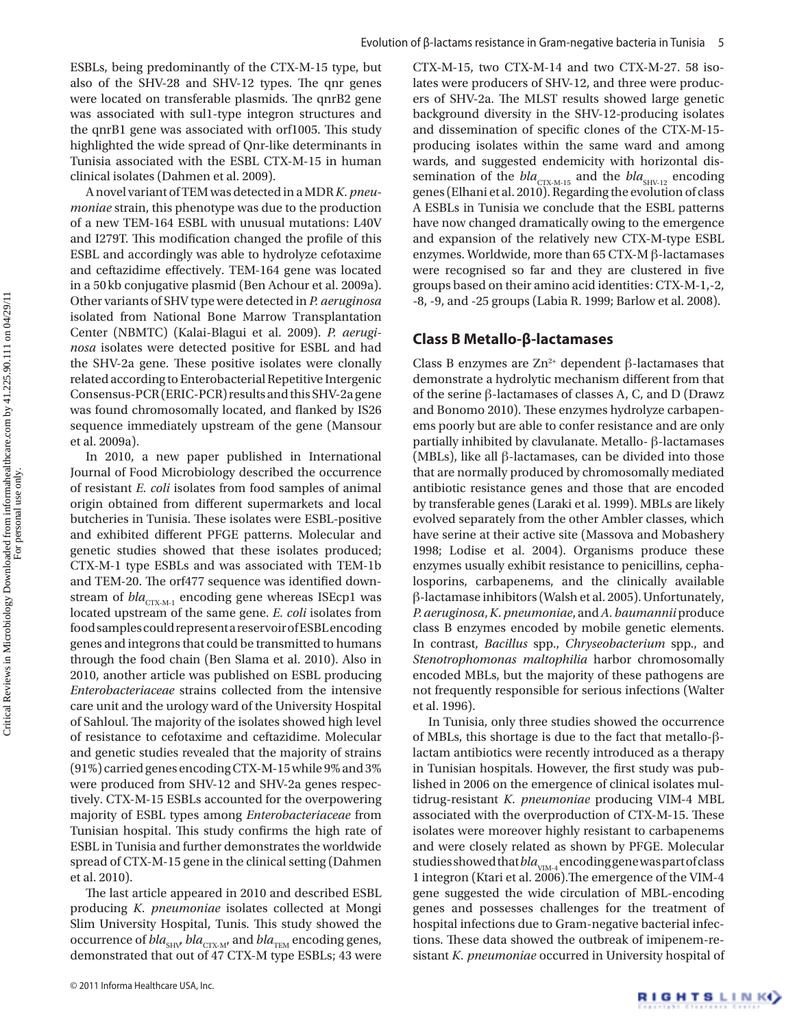ESBLs, being predominantly of the CTX-M-15 type, but also of the SHV-28 and SHV-12 types. The qnr genes were located on transferable plasmids. The qnrB2 gene was associated with sul1-type integron structures and the qnrB1 gene was associated with orf1005. This study highlighted the wide spread of Qnr-like determinants in Tunisia associated with the ESBL CTX-M-15 in human clinical isolates (Dahmen et al. 2009).

A novel variant of TEM was detected in a MDR *K. pneumoniae* strain, this phenotype was due to the production of a new TEM-164 ESBL with unusual mutations: L40V and I279T. This modification changed the profile of this ESBL and accordingly was able to hydrolyze cefotaxime and ceftazidime effectively. TEM-164 gene was located in a 50 kb conjugative plasmid (Ben Achour et al. 2009a). Other variants of SHV type were detected in *P. aeruginosa* isolated from National Bone Marrow Transplantation Center (NBMTC) (Kalai-Blagui et al. 2009). *P. aeruginosa* isolates were detected positive for ESBL and had the SHV-2a gene. These positive isolates were clonally related according to Enterobacterial Repetitive Intergenic Consensus-PCR (ERIC-PCR) results and this SHV-2a gene was found chromosomally located, and flanked by IS26 sequence immediately upstream of the gene (Mansour et al. 2009a).

In 2010, a new paper published in International Journal of Food Microbiology described the occurrence of resistant *E. coli* isolates from food samples of animal origin obtained from different supermarkets and local butcheries in Tunisia. These isolates were ESBL-positive and exhibited different PFGE patterns. Molecular and genetic studies showed that these isolates produced; CTX-M-1 type ESBLs and was associated with TEM-1b and TEM-20. The orf477 sequence was identified downstream of $bla_{\text{CTX-M-1}}$ encoding gene whereas ISEcp1 was located upstream of the same gene. *E. coli* isolates from food samples could represent a reservoir of ESBL encoding genes and integrons that could be transmitted to humans through the food chain (Ben Slama et al. 2010). Also in 2010, another article was published on ESBL producing *Enterobacteriaceae* strains collected from the intensive care unit and the urology ward of the University Hospital of Sahloul. The majority of the isolates showed high level of resistance to cefotaxime and ceftazidime. Molecular and genetic studies revealed that the majority of strains (91%) carried genes encoding CTX-M-15 while 9% and 3% were produced from SHV-12 and SHV-2a genes respectively. CTX-M-15 ESBLs accounted for the overpowering majority of ESBL types among *Enterobacteriaceae* from Tunisian hospital. This study confirms the high rate of ESBL in Tunisia and further demonstrates the worldwide spread of CTX-M-15 gene in the clinical setting (Dahmen et al. 2010).

The last article appeared in 2010 and described ESBL producing *K. pneumoniae* isolates collected at Mongi Slim University Hospital, Tunis. This study showed the occurrence of $bla_{\text{SHV}}$, $bla_{\text{CTX-M}}$, and $bla_{\text{TEM}}$ encoding genes, demonstrated that out of 47 CTX-M type ESBLs; 43 were CTX-M-15, two CTX-M-14 and two CTX-M-27. 58 isolates were producers of SHV-12, and three were producers of SHV-2a. The MLST results showed large genetic background diversity in the SHV-12-producing isolates and dissemination of specific clones of the CTX-M-15-producing isolates within the same ward and among wards, and suggested endemicity with horizontal dissemination of the $bla_{\text{CTX-M-15}}$ and the $bla_{\text{SHV-12}}$ encoding genes (Elhani et al. 2010). Regarding the evolution of class A ESBLs in Tunisia we conclude that the ESBL patterns have now changed dramatically owing to the emergence and expansion of the relatively new CTX-M-type ESBL enzymes. Worldwide, more than 65 CTX-M β-lactamases were recognised so far and they are clustered in five groups based on their amino acid identities: CTX-M-1,-2, -8, -9, and -25 groups (Labia R. 1999; Barlow et al. 2008).

## Class B Metallo-β-lactamases

Class B enzymes are $Zn^{2+}$ dependent β-lactamases that demonstrate a hydrolytic mechanism different from that of the serine β-lactamases of classes A, C, and D (Drawz and Bonomo 2010). These enzymes hydrolyze carbapenems poorly but are able to confer resistance and are only partially inhibited by clavulanate. Metallo- β-lactamases (MBLs), like all β-lactamases, can be divided into those that are normally produced by chromosomally mediated antibiotic resistance genes and those that are encoded by transferable genes (Laraki et al. 1999). MBLs are likely evolved separately from the other Ambler classes, which have serine at their active site (Massova and Mobashery 1998; Lodise et al. 2004). Organisms produce these enzymes usually exhibit resistance to penicillins, cephalosporins, carbapenems, and the clinically available β-lactamase inhibitors (Walsh et al. 2005). Unfortunately, *P. aeruginosa*, *K. pneumoniae*, and *A. baumannii* produce class B enzymes encoded by mobile genetic elements. In contrast, *Bacillus* spp., *Chryseobacterium* spp., and *Stenotrophomonas maltophilia* harbor chromosomally encoded MBLs, but the majority of these pathogens are not frequently responsible for serious infections (Walter et al. 1996).

In Tunisia, only three studies showed the occurrence of MBLs, this shortage is due to the fact that metallo-β-lactam antibiotics were recently introduced as a therapy in Tunisian hospitals. However, the first study was published in 2006 on the emergence of clinical isolates multidrug-resistant *K. pneumoniae* producing VIM-4 MBL associated with the overproduction of CTX-M-15. These isolates were moreover highly resistant to carbapenems and were closely related as shown by PFGE. Molecular studies showed that $bla_{\text{VIM-4}}$ encoding gene was part of class 1 integron (Ktari et al. 2006).The emergence of the VIM-4 gene suggested the wide circulation of MBL-encoding genes and possesses challenges for the treatment of hospital infections due to Gram-negative bacterial infections. These data showed the outbreak of imipenem-resistant *K. pneumoniae* occurred in University hospital of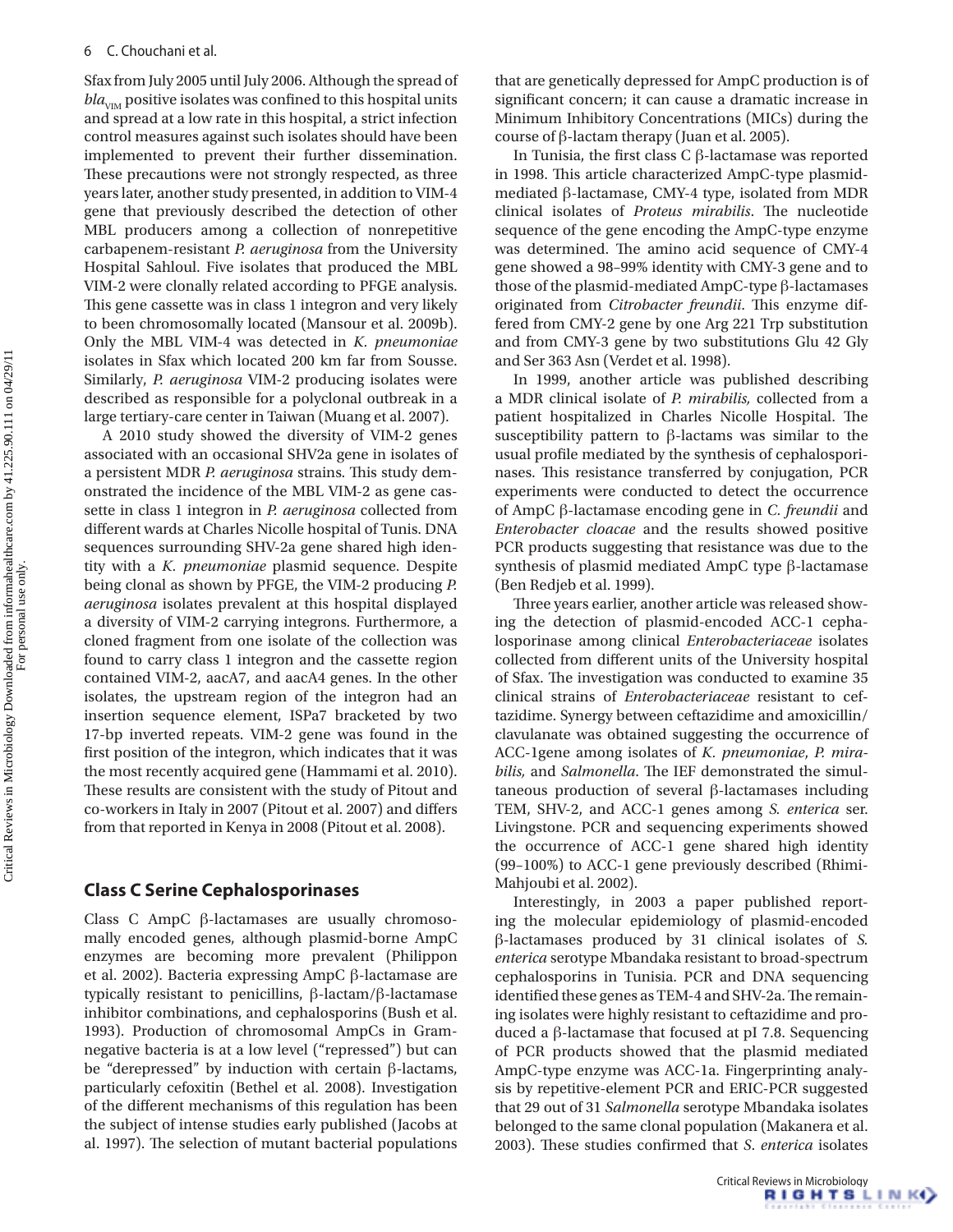Sfax from July 2005 until July 2006. Although the spread of $bla_{VIM}$ positive isolates was confined to this hospital units and spread at a low rate in this hospital, a strict infection control measures against such isolates should have been implemented to prevent their further dissemination. These precautions were not strongly respected, as three years later, another study presented, in addition to VIM-4 gene that previously described the detection of other MBL producers among a collection of nonrepetitive carbapenem-resistant *P. aeruginosa* from the University Hospital Sahloul. Five isolates that produced the MBL VIM-2 were clonally related according to PFGE analysis. This gene cassette was in class 1 integron and very likely to been chromosomally located (Mansour et al. 2009b). Only the MBL VIM-4 was detected in *K. pneumoniae* isolates in Sfax which located 200 km far from Sousse. Similarly, *P. aeruginosa* VIM-2 producing isolates were described as responsible for a polyclonal outbreak in a large tertiary-care center in Taiwan (Muang et al. 2007).

A 2010 study showed the diversity of VIM-2 genes associated with an occasional SHV2a gene in isolates of a persistent MDR *P. aeruginosa* strains. This study demonstrated the incidence of the MBL VIM-2 as gene cassette in class 1 integron in *P. aeruginosa* collected from different wards at Charles Nicolle hospital of Tunis. DNA sequences surrounding SHV-2a gene shared high identity with a *K. pneumoniae* plasmid sequence. Despite being clonal as shown by PFGE, the VIM-2 producing *P. aeruginosa* isolates prevalent at this hospital displayed a diversity of VIM-2 carrying integrons. Furthermore, a cloned fragment from one isolate of the collection was found to carry class 1 integron and the cassette region contained VIM-2, aacA7, and aacA4 genes. In the other isolates, the upstream region of the integron had an insertion sequence element, ISPa7 bracketed by two 17-bp inverted repeats. VIM-2 gene was found in the first position of the integron, which indicates that it was the most recently acquired gene (Hammami et al. 2010). These results are consistent with the study of Pitout and co-workers in Italy in 2007 (Pitout et al. 2007) and differs from that reported in Kenya in 2008 (Pitout et al. 2008).

## Class C Serine Cephalosporinases

Class C AmpC β-lactamases are usually chromosomally encoded genes, although plasmid-borne AmpC enzymes are becoming more prevalent (Philippon et al. 2002). Bacteria expressing AmpC β-lactamase are typically resistant to penicillins, β-lactam/β-lactamase inhibitor combinations, and cephalosporins (Bush et al. 1993). Production of chromosomal AmpCs in Gram-negative bacteria is at a low level ("repressed") but can be "derepressed" by induction with certain β-lactams, particularly cefoxitin (Bethel et al. 2008). Investigation of the different mechanisms of this regulation has been the subject of intense studies early published (Jacobs at al. 1997). The selection of mutant bacterial populations that are genetically depressed for AmpC production is of significant concern; it can cause a dramatic increase in Minimum Inhibitory Concentrations (MICs) during the course of β-lactam therapy (Juan et al. 2005).

In Tunisia, the first class C β-lactamase was reported in 1998. This article characterized AmpC-type plasmid-mediated β-lactamase, CMY-4 type, isolated from MDR clinical isolates of *Proteus mirabilis*. The nucleotide sequence of the gene encoding the AmpC-type enzyme was determined. The amino acid sequence of CMY-4 gene showed a 98–99% identity with CMY-3 gene and to those of the plasmid-mediated AmpC-type β-lactamases originated from *Citrobacter freundii*. This enzyme differed from CMY-2 gene by one Arg 221 Trp substitution and from CMY-3 gene by two substitutions Glu 42 Gly and Ser 363 Asn (Verdet et al. 1998).

In 1999, another article was published describing a MDR clinical isolate of *P. mirabilis,* collected from a patient hospitalized in Charles Nicolle Hospital. The susceptibility pattern to β-lactams was similar to the usual profile mediated by the synthesis of cephalosporinases. This resistance transferred by conjugation, PCR experiments were conducted to detect the occurrence of AmpC β-lactamase encoding gene in *C. freundii* and *Enterobacter cloacae* and the results showed positive PCR products suggesting that resistance was due to the synthesis of plasmid mediated AmpC type β-lactamase (Ben Redjeb et al. 1999).

Three years earlier, another article was released showing the detection of plasmid-encoded ACC-1 cephalosporinase among clinical *Enterobacteriaceae* isolates collected from different units of the University hospital of Sfax. The investigation was conducted to examine 35 clinical strains of *Enterobacteriaceae* resistant to ceftazidime. Synergy between ceftazidime and amoxicillin/clavulanate was obtained suggesting the occurrence of ACC-1gene among isolates of *K. pneumoniae*, *P. mirabilis,* and *Salmonella*. The IEF demonstrated the simultaneous production of several β-lactamases including TEM, SHV-2, and ACC-1 genes among *S. enterica* ser. Livingstone. PCR and sequencing experiments showed the occurrence of ACC-1 gene shared high identity (99–100%) to ACC-1 gene previously described (Rhimi-Mahjoubi et al. 2002).

Interestingly, in 2003 a paper published reporting the molecular epidemiology of plasmid-encoded β-lactamases produced by 31 clinical isolates of *S. enterica* serotype Mbandaka resistant to broad-spectrum cephalosporins in Tunisia. PCR and DNA sequencing identified these genes as TEM-4 and SHV-2a. The remaining isolates were highly resistant to ceftazidime and produced a β-lactamase that focused at pI 7.8. Sequencing of PCR products showed that the plasmid mediated AmpC-type enzyme was ACC-1a. Fingerprinting analysis by repetitive-element PCR and ERIC-PCR suggested that 29 out of 31 *Salmonella* serotype Mbandaka isolates belonged to the same clonal population (Makanera et al. 2003). These studies confirmed that *S. enterica* isolates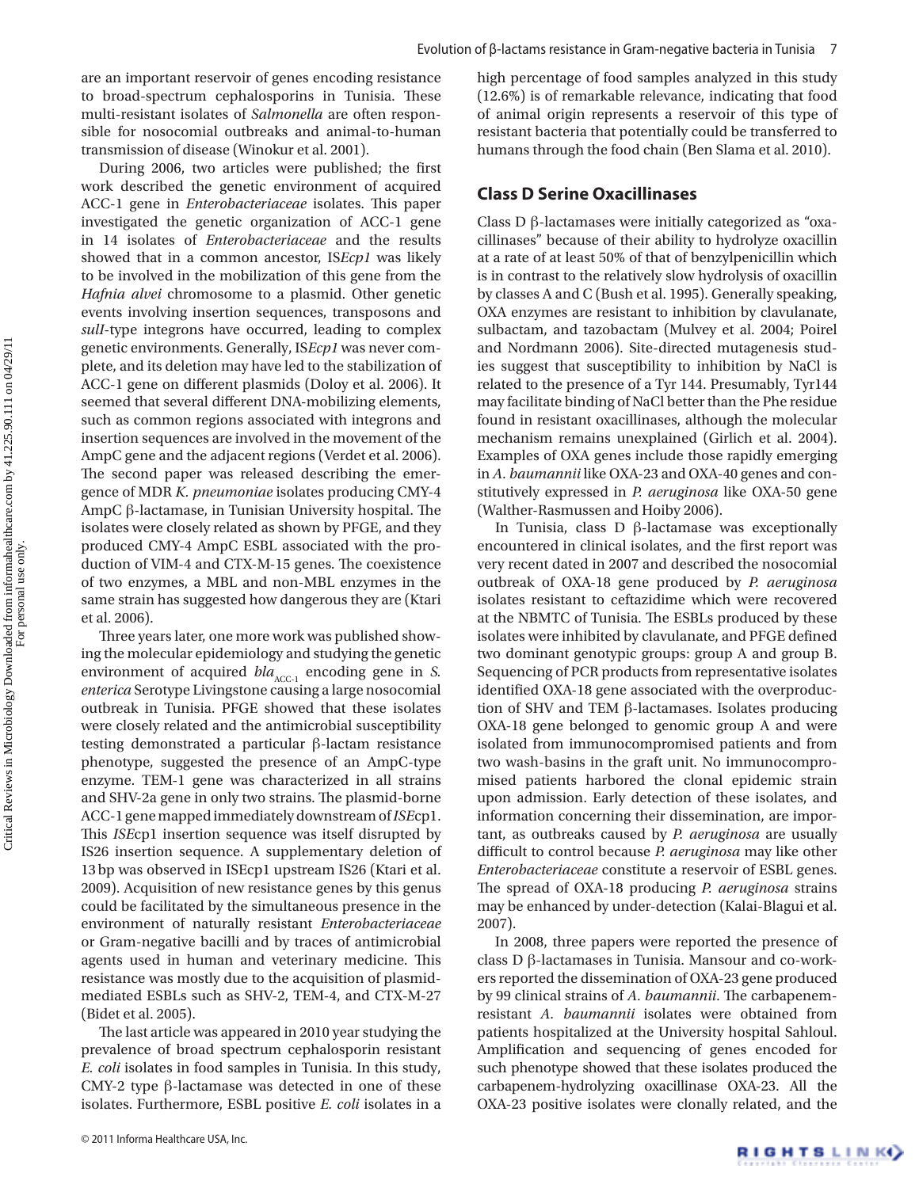are an important reservoir of genes encoding resistance to broad-spectrum cephalosporins in Tunisia. These multi-resistant isolates of *Salmonella* are often responsible for nosocomial outbreaks and animal-to-human transmission of disease (Winokur et al. 2001).

During 2006, two articles were published; the first work described the genetic environment of acquired ACC-1 gene in *Enterobacteriaceae* isolates. This paper investigated the genetic organization of ACC-1 gene in 14 isolates of *Enterobacteriaceae* and the results showed that in a common ancestor, IS*Ecp1* was likely to be involved in the mobilization of this gene from the *Hafnia alvei* chromosome to a plasmid. Other genetic events involving insertion sequences, transposons and *sulI*-type integrons have occurred, leading to complex genetic environments. Generally, IS*Ecp1* was never complete, and its deletion may have led to the stabilization of ACC-1 gene on different plasmids (Doloy et al. 2006). It seemed that several different DNA-mobilizing elements, such as common regions associated with integrons and insertion sequences are involved in the movement of the AmpC gene and the adjacent regions (Verdet et al. 2006). The second paper was released describing the emergence of MDR *K. pneumoniae* isolates producing CMY-4 AmpC β-lactamase, in Tunisian University hospital. The isolates were closely related as shown by PFGE, and they produced CMY-4 AmpC ESBL associated with the production of VIM-4 and CTX-M-15 genes. The coexistence of two enzymes, a MBL and non-MBL enzymes in the same strain has suggested how dangerous they are (Ktari et al. 2006).

Three years later, one more work was published showing the molecular epidemiology and studying the genetic environment of acquired $bla_{ACC-1}$ encoding gene in *S. enterica* Serotype Livingstone causing a large nosocomial outbreak in Tunisia. PFGE showed that these isolates were closely related and the antimicrobial susceptibility testing demonstrated a particular β-lactam resistance phenotype, suggested the presence of an AmpC-type enzyme. TEM-1 gene was characterized in all strains and SHV-2a gene in only two strains. The plasmid-borne ACC-1 gene mapped immediately downstream of *ISE*cp1. This *ISE*cp1 insertion sequence was itself disrupted by IS26 insertion sequence. A supplementary deletion of 13 bp was observed in ISEcp1 upstream IS26 (Ktari et al. 2009). Acquisition of new resistance genes by this genus could be facilitated by the simultaneous presence in the environment of naturally resistant *Enterobacteriaceae* or Gram-negative bacilli and by traces of antimicrobial agents used in human and veterinary medicine. This resistance was mostly due to the acquisition of plasmid-mediated ESBLs such as SHV-2, TEM-4, and CTX-M-27 (Bidet et al. 2005).

The last article was appeared in 2010 year studying the prevalence of broad spectrum cephalosporin resistant *E. coli* isolates in food samples in Tunisia. In this study, CMY-2 type β-lactamase was detected in one of these isolates. Furthermore, ESBL positive *E. coli* isolates in a high percentage of food samples analyzed in this study (12.6%) is of remarkable relevance, indicating that food of animal origin represents a reservoir of this type of resistant bacteria that potentially could be transferred to humans through the food chain (Ben Slama et al. 2010).

## Class D Serine Oxacillinases

Class D β-lactamases were initially categorized as "oxacillinases" because of their ability to hydrolyze oxacillin at a rate of at least 50% of that of benzylpenicillin which is in contrast to the relatively slow hydrolysis of oxacillin by classes A and C (Bush et al. 1995). Generally speaking, OXA enzymes are resistant to inhibition by clavulanate, sulbactam, and tazobactam (Mulvey et al. 2004; Poirel and Nordmann 2006). Site-directed mutagenesis studies suggest that susceptibility to inhibition by NaCl is related to the presence of a Tyr 144. Presumably, Tyr144 may facilitate binding of NaCl better than the Phe residue found in resistant oxacillinases, although the molecular mechanism remains unexplained (Girlich et al. 2004). Examples of OXA genes include those rapidly emerging in *A. baumannii* like OXA-23 and OXA-40 genes and constitutively expressed in *P. aeruginosa* like OXA-50 gene (Walther-Rasmussen and Hoiby 2006).

In Tunisia, class D β-lactamase was exceptionally encountered in clinical isolates, and the first report was very recent dated in 2007 and described the nosocomial outbreak of OXA-18 gene produced by *P. aeruginosa* isolates resistant to ceftazidime which were recovered at the NBMTC of Tunisia. The ESBLs produced by these isolates were inhibited by clavulanate, and PFGE defined two dominant genotypic groups: group A and group B. Sequencing of PCR products from representative isolates identified OXA-18 gene associated with the overproduction of SHV and TEM β-lactamases. Isolates producing OXA-18 gene belonged to genomic group A and were isolated from immunocompromised patients and from two wash-basins in the graft unit. No immunocompromised patients harbored the clonal epidemic strain upon admission. Early detection of these isolates, and information concerning their dissemination, are important, as outbreaks caused by *P. aeruginosa* are usually difficult to control because *P. aeruginosa* may like other *Enterobacteriaceae* constitute a reservoir of ESBL genes. The spread of OXA-18 producing *P. aeruginosa* strains may be enhanced by under-detection (Kalai-Blagui et al. 2007).

In 2008, three papers were reported the presence of class D β-lactamases in Tunisia. Mansour and co-workers reported the dissemination of OXA-23 gene produced by 99 clinical strains of *A. baumannii*. The carbapenem-resistant *A. baumannii* isolates were obtained from patients hospitalized at the University hospital Sahloul. Amplification and sequencing of genes encoded for such phenotype showed that these isolates produced the carbapenem-hydrolyzing oxacillinase OXA-23. All the OXA-23 positive isolates were clonally related, and the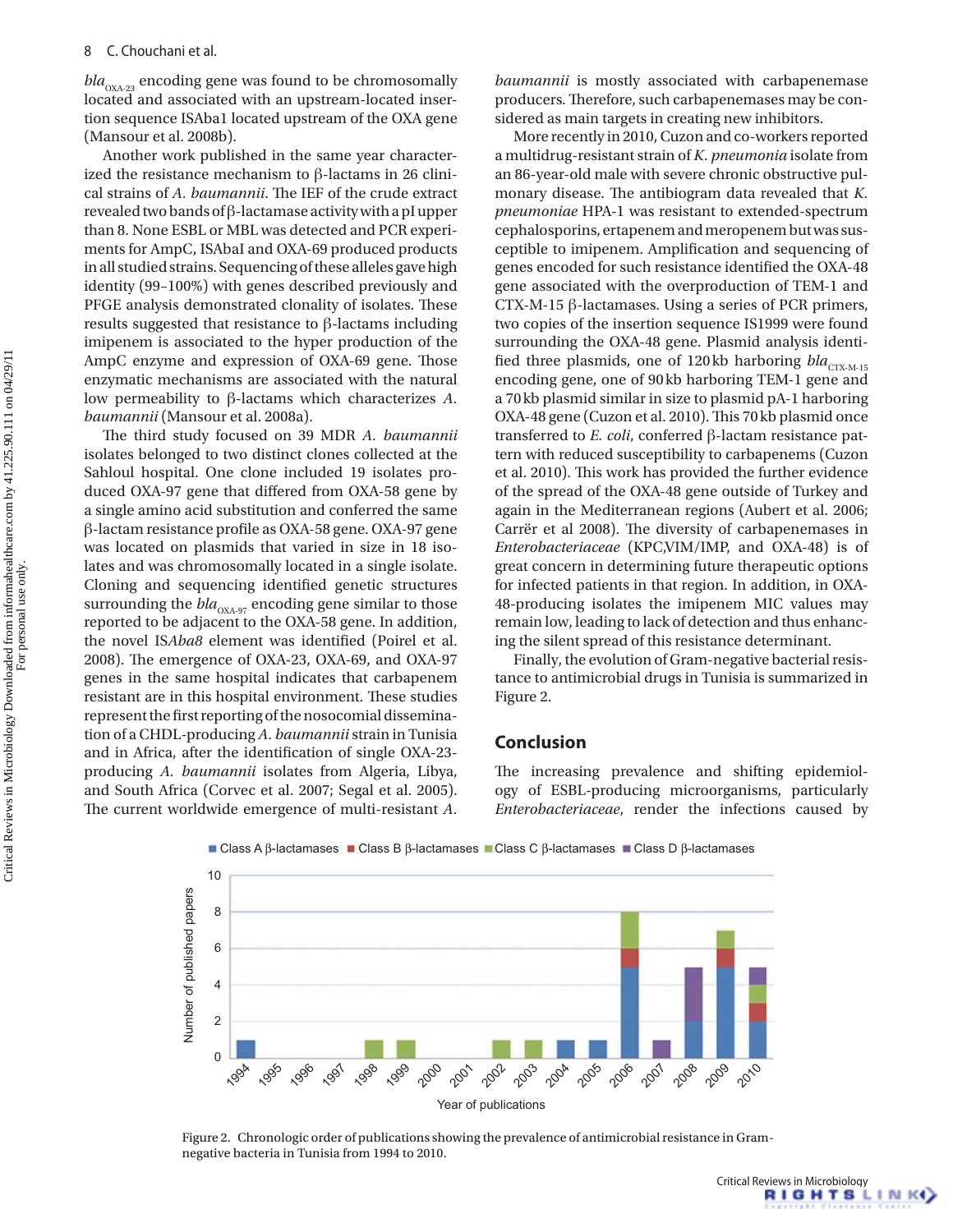$bla_{OXA-23}$ encoding gene was found to be chromosomally located and associated with an upstream-located insertion sequence ISAba1 located upstream of the OXA gene (Mansour et al. 2008b).

Another work published in the same year characterized the resistance mechanism to β-lactams in 26 clinical strains of *A. baumannii*. The IEF of the crude extract revealed two bands of β-lactamase activity with a pI upper than 8. None ESBL or MBL was detected and PCR experiments for AmpC, ISAbaI and OXA-69 produced products in all studied strains. Sequencing of these alleles gave high identity (99–100%) with genes described previously and PFGE analysis demonstrated clonality of isolates. These results suggested that resistance to β-lactams including imipenem is associated to the hyper production of the AmpC enzyme and expression of OXA-69 gene. Those enzymatic mechanisms are associated with the natural low permeability to β-lactams which characterizes *A. baumannii* (Mansour et al. 2008a).

The third study focused on 39 MDR *A. baumannii* isolates belonged to two distinct clones collected at the Sahloul hospital. One clone included 19 isolates produced OXA-97 gene that differed from OXA-58 gene by a single amino acid substitution and conferred the same β-lactam resistance profile as OXA-58 gene. OXA-97 gene was located on plasmids that varied in size in 18 isolates and was chromosomally located in a single isolate. Cloning and sequencing identified genetic structures surrounding the $bla_{OXA-97}$ encoding gene similar to those reported to be adjacent to the OXA-58 gene. In addition, the novel IS*Aba8* element was identified (Poirel et al. 2008). The emergence of OXA-23, OXA-69, and OXA-97 genes in the same hospital indicates that carbapenem resistant are in this hospital environment. These studies represent the first reporting of the nosocomial dissemination of a CHDL-producing *A. baumannii* strain in Tunisia and in Africa, after the identification of single OXA-23-producing *A. baumannii* isolates from Algeria, Libya, and South Africa (Corvec et al. 2007; Segal et al. 2005). The current worldwide emergence of multi-resistant *A. baumannii* is mostly associated with carbapenemase producers. Therefore, such carbapenemases may be considered as main targets in creating new inhibitors.

More recently in 2010, Cuzon and co-workers reported a multidrug-resistant strain of *K. pneumonia* isolate from an 86-year-old male with severe chronic obstructive pulmonary disease. The antibiogram data revealed that *K. pneumoniae* HPA-1 was resistant to extended-spectrum cephalosporins, ertapenem and meropenem but was susceptible to imipenem. Amplification and sequencing of genes encoded for such resistance identified the OXA-48 gene associated with the overproduction of TEM-1 and CTX-M-15 β-lactamases. Using a series of PCR primers, two copies of the insertion sequence IS1999 were found surrounding the OXA-48 gene. Plasmid analysis identified three plasmids, one of 120 kb harboring $bla_{CTX-M-15}$ encoding gene, one of 90 kb harboring TEM-1 gene and a 70 kb plasmid similar in size to plasmid pA-1 harboring OXA-48 gene (Cuzon et al. 2010). This 70 kb plasmid once transferred to *E. coli*, conferred β-lactam resistance pattern with reduced susceptibility to carbapenems (Cuzon et al. 2010). This work has provided the further evidence of the spread of the OXA-48 gene outside of Turkey and again in the Mediterranean regions (Aubert et al. 2006; Carrër et al 2008). The diversity of carbapenemases in *Enterobacteriaceae* (KPC,VIM/IMP, and OXA-48) is of great concern in determining future therapeutic options for infected patients in that region. In addition, in OXA-48-producing isolates the imipenem MIC values may remain low, leading to lack of detection and thus enhancing the silent spread of this resistance determinant.

Finally, the evolution of Gram-negative bacterial resistance to antimicrobial drugs in Tunisia is summarized in Figure 2.

## Conclusion

The increasing prevalence and shifting epidemiology of ESBL-producing microorganisms, particularly *Enterobacteriaceae*, render the infections caused by

Figure 2. Chronologic order of publications showing the prevalence of antimicrobial resistance in Gram-negative bacteria in Tunisia from 1994 to 2010.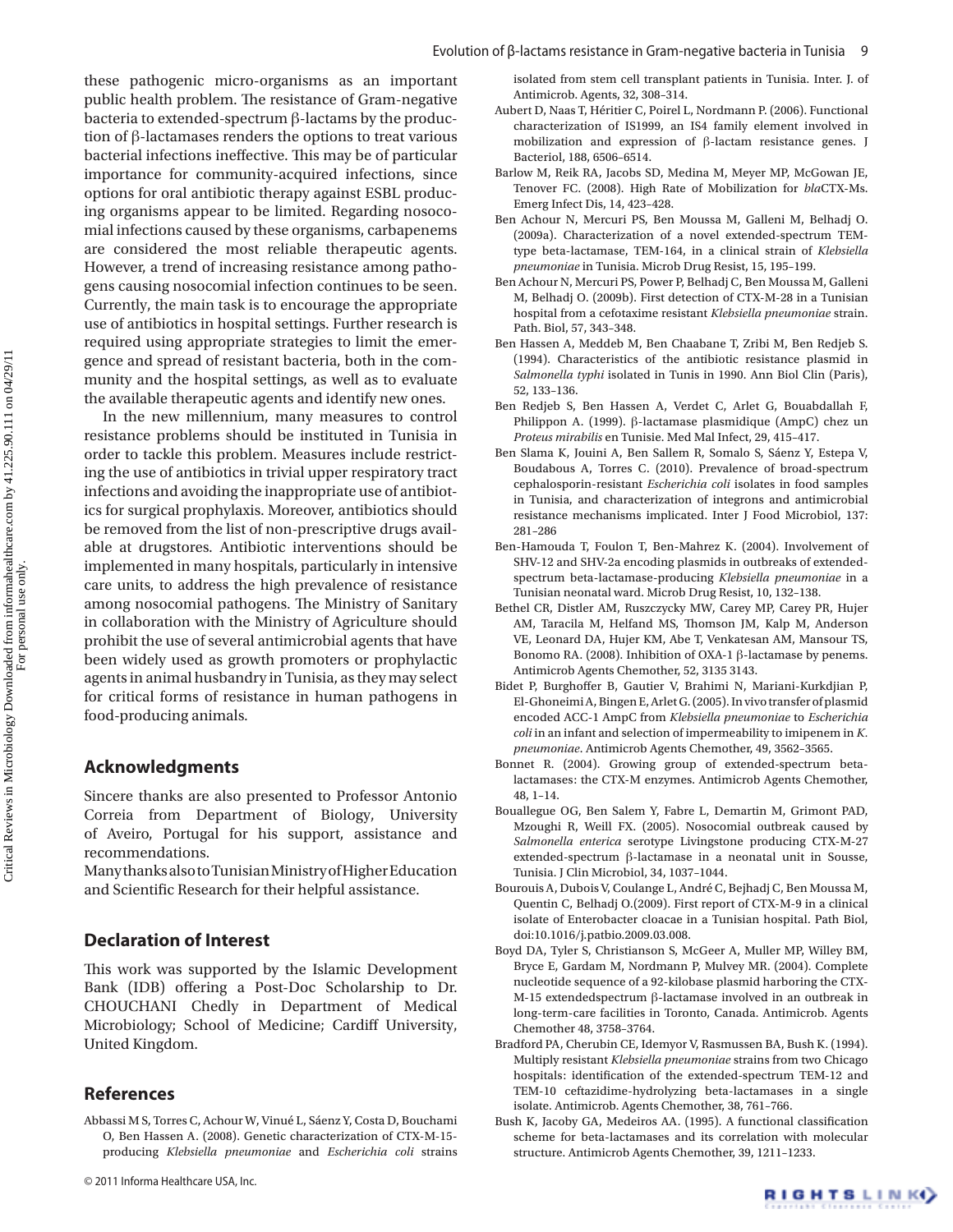these pathogenic micro-organisms as an important public health problem. The resistance of Gram-negative bacteria to extended-spectrum β-lactams by the production of β-lactamases renders the options to treat various bacterial infections ineffective. This may be of particular importance for community-acquired infections, since options for oral antibiotic therapy against ESBL producing organisms appear to be limited. Regarding nosocomial infections caused by these organisms, carbapenems are considered the most reliable therapeutic agents. However, a trend of increasing resistance among pathogens causing nosocomial infection continues to be seen. Currently, the main task is to encourage the appropriate use of antibiotics in hospital settings. Further research is required using appropriate strategies to limit the emergence and spread of resistant bacteria, both in the community and the hospital settings, as well as to evaluate the available therapeutic agents and identify new ones.

In the new millennium, many measures to control resistance problems should be instituted in Tunisia in order to tackle this problem. Measures include restricting the use of antibiotics in trivial upper respiratory tract infections and avoiding the inappropriate use of antibiotics for surgical prophylaxis. Moreover, antibiotics should be removed from the list of non-prescriptive drugs available at drugstores. Antibiotic interventions should be implemented in many hospitals, particularly in intensive care units, to address the high prevalence of resistance among nosocomial pathogens. The Ministry of Sanitary in collaboration with the Ministry of Agriculture should prohibit the use of several antimicrobial agents that have been widely used as growth promoters or prophylactic agents in animal husbandry in Tunisia, as they may select for critical forms of resistance in human pathogens in food-producing animals.

## Acknowledgments

Sincere thanks are also presented to Professor Antonio Correia from Department of Biology, University of Aveiro, Portugal for his support, assistance and recommendations.

Many thanks also to Tunisian Ministry of Higher Education and Scientific Research for their helpful assistance.

## Declaration of Interest

This work was supported by the Islamic Development Bank (IDB) offering a Post-Doc Scholarship to Dr. CHOUCHANI Chedly in Department of Medical Microbiology; School of Medicine; Cardiff University, United Kingdom.

## References

Abbassi M S, Torres C, Achour W, Vinué L, Sáenz Y, Costa D, Bouchami O, Ben Hassen A. (2008). Genetic characterization of CTX-M-15-producing *Klebsiella pneumoniae* and *Escherichia coli* strains isolated from stem cell transplant patients in Tunisia. Inter. J. of Antimicrob. Agents, 32, 308–314.

Aubert D, Naas T, Héritier C, Poirel L, Nordmann P. (2006). Functional characterization of IS1999, an IS4 family element involved in mobilization and expression of β-lactam resistance genes. J Bacteriol, 188, 6506–6514.

Barlow M, Reik RA, Jacobs SD, Medina M, Meyer MP, McGowan JE, Tenover FC. (2008). High Rate of Mobilization for *bla*CTX-Ms. Emerg Infect Dis, 14, 423–428.

Ben Achour N, Mercuri PS, Ben Moussa M, Galleni M, Belhadj O. (2009a). Characterization of a novel extended-spectrum TEM-type beta-lactamase, TEM-164, in a clinical strain of *Klebsiella pneumoniae* in Tunisia. Microb Drug Resist, 15, 195–199.

Ben Achour N, Mercuri PS, Power P, Belhadj C, Ben Moussa M, Galleni M, Belhadj O. (2009b). First detection of CTX-M-28 in a Tunisian hospital from a cefotaxime resistant *Klebsiella pneumoniae* strain. Path. Biol, 57, 343–348.

Ben Hassen A, Meddeb M, Ben Chaabane T, Zribi M, Ben Redjeb S. (1994). Characteristics of the antibiotic resistance plasmid in *Salmonella typhi* isolated in Tunis in 1990. Ann Biol Clin (Paris), 52, 133–136.

Ben Redjeb S, Ben Hassen A, Verdet C, Arlet G, Bouabdallah F, Philippon A. (1999). β-lactamase plasmidique (AmpC) chez un *Proteus mirabilis* en Tunisie. Med Mal Infect, 29, 415–417.

Ben Slama K, Jouini A, Ben Sallem R, Somalo S, Sáenz Y, Estepa V, Boudabous A, Torres C. (2010). Prevalence of broad-spectrum cephalosporin-resistant *Escherichia coli* isolates in food samples in Tunisia, and characterization of integrons and antimicrobial resistance mechanisms implicated. Inter J Food Microbiol, 137: 281–286

Ben-Hamouda T, Foulon T, Ben-Mahrez K. (2004). Involvement of SHV-12 and SHV-2a encoding plasmids in outbreaks of extended-spectrum beta-lactamase-producing *Klebsiella pneumoniae* in a Tunisian neonatal ward. Microb Drug Resist, 10, 132–138.

Bethel CR, Distler AM, Ruszczycky MW, Carey MP, Carey PR, Hujer AM, Taracila M, Helfand MS, Thomson JM, Kalp M, Anderson VE, Leonard DA, Hujer KM, Abe T, Venkatesan AM, Mansour TS, Bonomo RA. (2008). Inhibition of OXA-1 β-lactamase by penems. Antimicrob Agents Chemother, 52, 3135 3143.

Bidet P, Burghoffer B, Gautier V, Brahimi N, Mariani-Kurkdjian P, El-Ghoneimi A, Bingen E, Arlet G. (2005). In vivo transfer of plasmid encoded ACC-1 AmpC from *Klebsiella pneumoniae* to *Escherichia coli* in an infant and selection of impermeability to imipenem in *K. pneumoniae*. Antimicrob Agents Chemother, 49, 3562–3565.

Bonnet R. (2004). Growing group of extended-spectrum beta-lactamases: the CTX-M enzymes. Antimicrob Agents Chemother, 48, 1–14.

Bouallegue OG, Ben Salem Y, Fabre L, Demartin M, Grimont PAD, Mzoughi R, Weill FX. (2005). Nosocomial outbreak caused by *Salmonella enterica* serotype Livingstone producing CTX-M-27 extended-spectrum β-lactamase in a neonatal unit in Sousse, Tunisia. J Clin Microbiol, 34, 1037–1044.

Bourouis A, Dubois V, Coulange L, André C, Bejhadj C, Ben Moussa M, Quentin C, Belhadj O.(2009). First report of CTX-M-9 in a clinical isolate of Enterobacter cloacae in a Tunisian hospital. Path Biol, doi:10.1016/j.patbio.2009.03.008.

Boyd DA, Tyler S, Christianson S, McGeer A, Muller MP, Willey BM, Bryce E, Gardam M, Nordmann P, Mulvey MR. (2004). Complete nucleotide sequence of a 92-kilobase plasmid harboring the CTX-M-15 extendedspectrum β-lactamase involved in an outbreak in long-term-care facilities in Toronto, Canada. Antimicrob. Agents Chemother 48, 3758–3764.

Bradford PA, Cherubin CE, Idemyor V, Rasmussen BA, Bush K. (1994). Multiply resistant *Klebsiella pneumoniae* strains from two Chicago hospitals: identification of the extended-spectrum TEM-12 and TEM-10 ceftazidime-hydrolyzing beta-lactamases in a single isolate. Antimicrob. Agents Chemother, 38, 761–766.

Bush K, Jacoby GA, Medeiros AA. (1995). A functional classification scheme for beta-lactamases and its correlation with molecular structure. Antimicrob Agents Chemother, 39, 1211–1233.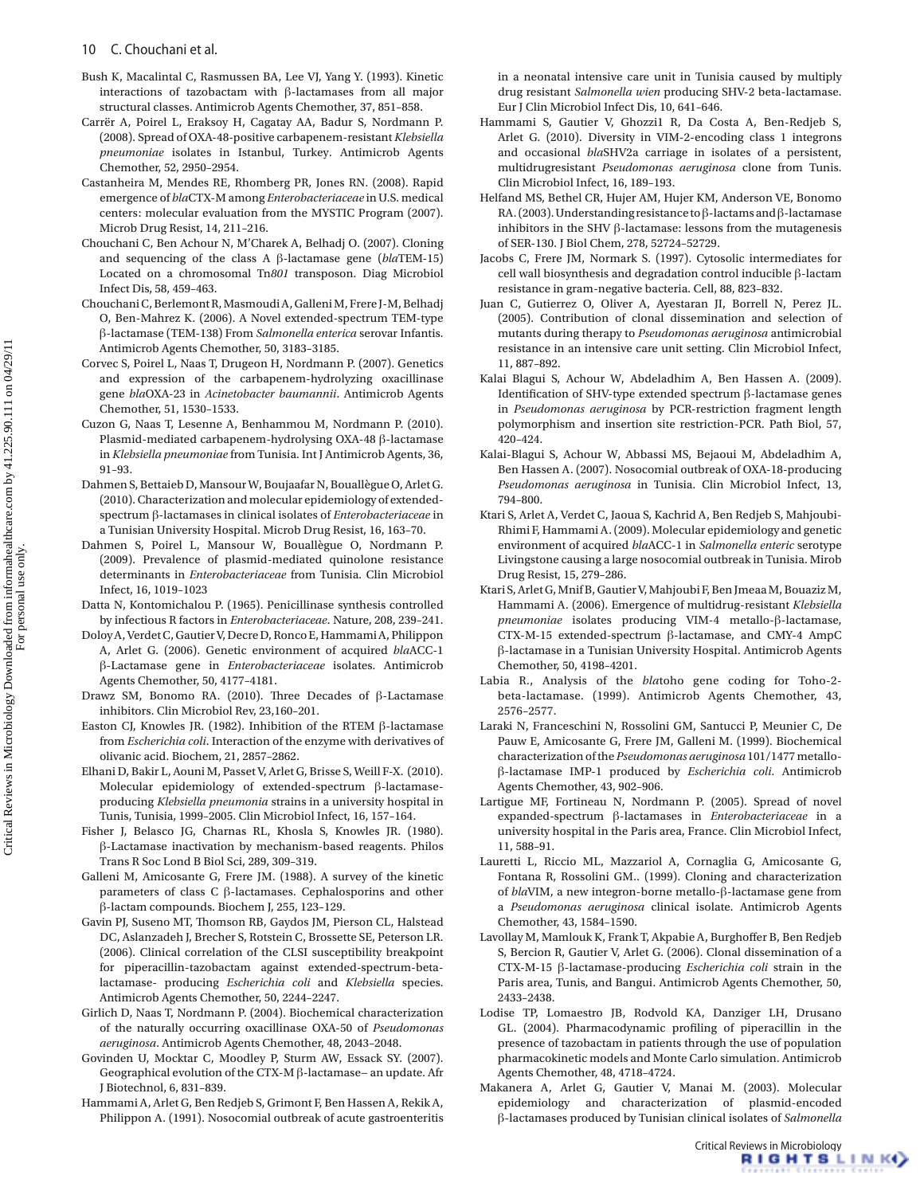Bush K, Macalintal C, Rasmussen BA, Lee VJ, Yang Y. (1993). Kinetic interactions of tazobactam with β-lactamases from all major structural classes. Antimicrob Agents Chemother, 37, 851–858.

Carrër A, Poirel L, Eraksoy H, Cagatay AA, Badur S, Nordmann P. (2008). Spread of OXA-48-positive carbapenem-resistant *Klebsiella pneumoniae* isolates in Istanbul, Turkey. Antimicrob Agents Chemother, 52, 2950–2954.

Castanheira M, Mendes RE, Rhomberg PR, Jones RN. (2008). Rapid emergence of *bla*CTX-M among *Enterobacteriaceae* in U.S. medical centers: molecular evaluation from the MYSTIC Program (2007). Microb Drug Resist, 14, 211–216.

Chouchani C, Ben Achour N, M'Charek A, Belhadj O. (2007). Cloning and sequencing of the class A β-lactamase gene (*bla*TEM-15) Located on a chromosomal Tn*801* transposon. Diag Microbiol Infect Dis, 58, 459–463.

Chouchani C, Berlemont R, Masmoudi A, Galleni M, Frere J-M, Belhadj O, Ben-Mahrez K. (2006). A Novel extended-spectrum TEM-type β-lactamase (TEM-138) From *Salmonella enterica* serovar Infantis. Antimicrob Agents Chemother, 50, 3183–3185.

Corvec S, Poirel L, Naas T, Drugeon H, Nordmann P. (2007). Genetics and expression of the carbapenem-hydrolyzing oxacillinase gene *bla*OXA-23 in *Acinetobacter baumannii*. Antimicrob Agents Chemother, 51, 1530–1533.

Cuzon G, Naas T, Lesenne A, Benhammou M, Nordmann P. (2010). Plasmid-mediated carbapenem-hydrolysing OXA-48 β-lactamase in *Klebsiella pneumoniae* from Tunisia. Int J Antimicrob Agents, 36, 91–93.

Dahmen S, Bettaieb D, Mansour W, Boujaafar N, Bouallègue O, Arlet G. (2010). Characterization and molecular epidemiology of extended-spectrum β-lactamases in clinical isolates of *Enterobacteriaceae* in a Tunisian University Hospital. Microb Drug Resist, 16, 163–70.

Dahmen S, Poirel L, Mansour W, Bouallègue O, Nordmann P. (2009). Prevalence of plasmid-mediated quinolone resistance determinants in *Enterobacteriaceae* from Tunisia. Clin Microbiol Infect, 16, 1019–1023

Datta N, Kontomichalou P. (1965). Penicillinase synthesis controlled by infectious R factors in *Enterobacteriaceae*. Nature, 208, 239–241.

Doloy A, Verdet C, Gautier V, Decre D, Ronco E, Hammami A, Philippon A, Arlet G. (2006). Genetic environment of acquired *bla*ACC-1 β-Lactamase gene in *Enterobacteriaceae* isolates. Antimicrob Agents Chemother, 50, 4177–4181.

Drawz SM, Bonomo RA. (2010). Three Decades of β-Lactamase inhibitors. Clin Microbiol Rev, 23,160–201.

Easton CJ, Knowles JR. (1982). Inhibition of the RTEM β-lactamase from *Escherichia coli*. Interaction of the enzyme with derivatives of olivanic acid. Biochem, 21, 2857–2862.

Elhani D, Bakir L, Aouni M, Passet V, Arlet G, Brisse S, Weill F-X. (2010). Molecular epidemiology of extended-spectrum β-lactamase-producing *Klebsiella pneumonia* strains in a university hospital in Tunis, Tunisia, 1999–2005. Clin Microbiol Infect, 16, 157–164.

Fisher J, Belasco JG, Charnas RL, Khosla S, Knowles JR. (1980). β-Lactamase inactivation by mechanism-based reagents. Philos Trans R Soc Lond B Biol Sci, 289, 309–319.

Galleni M, Amicosante G, Frere JM. (1988). A survey of the kinetic parameters of class C β-lactamases. Cephalosporins and other β-lactam compounds. Biochem J, 255, 123–129.

Gavin PJ, Suseno MT, Thomson RB, Gaydos JM, Pierson CL, Halstead DC, Aslanzadeh J, Brecher S, Rotstein C, Brossette SE, Peterson LR. (2006). Clinical correlation of the CLSI susceptibility breakpoint for piperacillin-tazobactam against extended-spectrum-beta-lactamase- producing *Escherichia coli* and *Klebsiella* species. Antimicrob Agents Chemother, 50, 2244–2247.

Girlich D, Naas T, Nordmann P. (2004). Biochemical characterization of the naturally occurring oxacillinase OXA-50 of *Pseudomonas aeruginosa*. Antimicrob Agents Chemother, 48, 2043–2048.

Govinden U, Mocktar C, Moodley P, Sturm AW, Essack SY. (2007). Geographical evolution of the CTX-M β-lactamase– an update. Afr J Biotechnol, 6, 831–839.

Hammami A, Arlet G, Ben Redjeb S, Grimont F, Ben Hassen A, Rekik A, Philippon A. (1991). Nosocomial outbreak of acute gastroenteritis in a neonatal intensive care unit in Tunisia caused by multiply drug resistant *Salmonella wien* producing SHV-2 beta-lactamase. Eur J Clin Microbiol Infect Dis, 10, 641–646.

Hammami S, Gautier V, Ghozzi1 R, Da Costa A, Ben-Redjeb S, Arlet G. (2010). Diversity in VIM-2-encoding class 1 integrons and occasional *bla*SHV2a carriage in isolates of a persistent, multidrugresistant *Pseudomonas aeruginosa* clone from Tunis. Clin Microbiol Infect, 16, 189–193.

Helfand MS, Bethel CR, Hujer AM, Hujer KM, Anderson VE, Bonomo RA. (2003). Understanding resistance to β-lactams and β-lactamase inhibitors in the SHV β-lactamase: lessons from the mutagenesis of SER-130. J Biol Chem, 278, 52724–52729.

Jacobs C, Frere JM, Normark S. (1997). Cytosolic intermediates for cell wall biosynthesis and degradation control inducible β-lactam resistance in gram-negative bacteria. Cell, 88, 823–832.

Juan C, Gutierrez O, Oliver A, Ayestaran JI, Borrell N, Perez JL. (2005). Contribution of clonal dissemination and selection of mutants during therapy to *Pseudomonas aeruginosa* antimicrobial resistance in an intensive care unit setting. Clin Microbiol Infect, 11, 887–892.

Kalai Blagui S, Achour W, Abdeladhim A, Ben Hassen A. (2009). Identification of SHV-type extended spectrum β-lactamase genes in *Pseudomonas aeruginosa* by PCR-restriction fragment length polymorphism and insertion site restriction-PCR. Path Biol, 57, 420–424.

Kalai-Blagui S, Achour W, Abbassi MS, Bejaoui M, Abdeladhim A, Ben Hassen A. (2007). Nosocomial outbreak of OXA-18-producing *Pseudomonas aeruginosa* in Tunisia. Clin Microbiol Infect, 13, 794–800.

Ktari S, Arlet A, Verdet C, Jaoua S, Kachrid A, Ben Redjeb S, Mahjoubi-Rhimi F, Hammami A. (2009). Molecular epidemiology and genetic environment of acquired *bla*ACC-1 in *Salmonella enteric* serotype Livingstone causing a large nosocomial outbreak in Tunisia. Mirob Drug Resist, 15, 279–286.

Ktari S, Arlet G, Mnif B, Gautier V, Mahjoubi F, Ben Jmeaa M, Bouaziz M, Hammami A. (2006). Emergence of multidrug-resistant *Klebsiella pneumoniae* isolates producing VIM-4 metallo-β-lactamase, CTX-M-15 extended-spectrum β-lactamase, and CMY-4 AmpC β-lactamase in a Tunisian University Hospital. Antimicrob Agents Chemother, 50, 4198–4201.

Labia R., Analysis of the *bla*toho gene coding for Toho-2-beta-lactamase. (1999). Antimicrob Agents Chemother, 43, 2576–2577.

Laraki N, Franceschini N, Rossolini GM, Santucci P, Meunier C, De Pauw E, Amicosante G, Frere JM, Galleni M. (1999). Biochemical characterization of the *Pseudomonas aeruginosa* 101/1477 metallo-β-lactamase IMP-1 produced by *Escherichia coli*. Antimicrob Agents Chemother, 43, 902–906.

Lartigue MF, Fortineau N, Nordmann P. (2005). Spread of novel expanded-spectrum β-lactamases in *Enterobacteriaceae* in a university hospital in the Paris area, France. Clin Microbiol Infect, 11, 588–91.

Lauretti L, Riccio ML, Mazzariol A, Cornaglia G, Amicosante G, Fontana R, Rossolini GM.. (1999). Cloning and characterization of *bla*VIM, a new integron-borne metallo-β-lactamase gene from a *Pseudomonas aeruginosa* clinical isolate. Antimicrob Agents Chemother, 43, 1584–1590.

Lavollay M, Mamlouk K, Frank T, Akpabie A, Burghoffer B, Ben Redjeb S, Bercion R, Gautier V, Arlet G. (2006). Clonal dissemination of a CTX-M-15 β-lactamase-producing *Escherichia coli* strain in the Paris area, Tunis, and Bangui. Antimicrob Agents Chemother, 50, 2433–2438.

Lodise TP, Lomaestro JB, Rodvold KA, Danziger LH, Drusano GL. (2004). Pharmacodynamic profiling of piperacillin in the presence of tazobactam in patients through the use of population pharmacokinetic models and Monte Carlo simulation. Antimicrob Agents Chemother, 48, 4718–4724.

Makanera A, Arlet G, Gautier V, Manai M. (2003). Molecular epidemiology and characterization of plasmid-encoded β-lactamases produced by Tunisian clinical isolates of *Salmonella*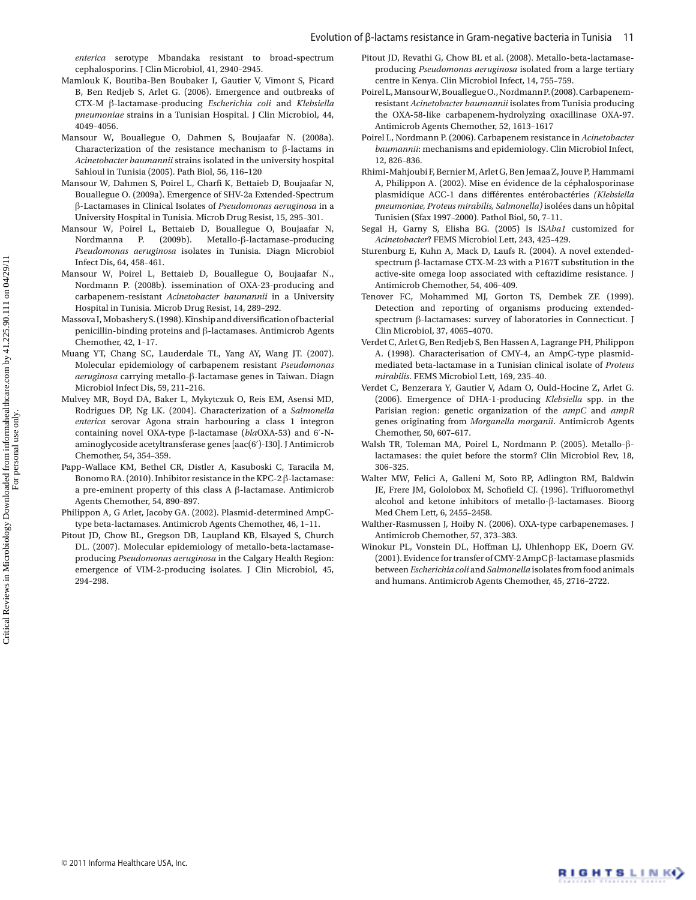*enterica* serotype Mbandaka resistant to broad-spectrum cephalosporins. J Clin Microbiol, 41, 2940–2945.

Mamlouk K, Boutiba-Ben Boubaker I, Gautier V, Vimont S, Picard B, Ben Redjeb S, Arlet G. (2006). Emergence and outbreaks of CTX-M β-lactamase-producing *Escherichia coli* and *Klebsiella pneumoniae* strains in a Tunisian Hospital. J Clin Microbiol, 44, 4049–4056.

Mansour W, Bouallegue O, Dahmen S, Boujaafar N. (2008a). Characterization of the resistance mechanism to β-lactams in *Acinetobacter baumannii* strains isolated in the university hospital Sahloul in Tunisia (2005). Path Biol, 56, 116–120

Mansour W, Dahmen S, Poirel L, Charfi K, Bettaieb D, Boujaafar N, Bouallegue O. (2009a). Emergence of SHV-2a Extended-Spectrum β-Lactamases in Clinical Isolates of *Pseudomonas aeruginosa* in a University Hospital in Tunisia. Microb Drug Resist, 15, 295–301.

Mansour W, Poirel L, Bettaieb D, Bouallegue O, Boujaafar N, Nordmanna P. (2009b). Metallo-β-lactamase-producing *Pseudomonas aeruginosa* isolates in Tunisia. Diagn Microbiol Infect Dis, 64, 458–461.

Mansour W, Poirel L, Bettaieb D, Bouallegue O, Boujaafar N., Nordmann P. (2008b). issemination of OXA-23-producing and carbapenem-resistant *Acinetobacter baumannii* in a University Hospital in Tunisia. Microb Drug Resist, 14, 289–292.

Massova I, Mobashery S. (1998). Kinship and diversification of bacterial penicillin-binding proteins and β-lactamases. Antimicrob Agents Chemother, 42, 1–17.

Muang YT, Chang SC, Lauderdale TL, Yang AY, Wang JT. (2007). Molecular epidemiology of carbapenem resistant *Pseudomonas aeruginosa* carrying metallo-β-lactamase genes in Taiwan. Diagn Microbiol Infect Dis, 59, 211–216.

Mulvey MR, Boyd DA, Baker L, Mykytczuk O, Reis EM, Asensi MD, Rodrigues DP, Ng LK. (2004). Characterization of a *Salmonella enterica* serovar Agona strain harbouring a class 1 integron containing novel OXA-type β-lactamase (*bla*OXA-53) and 6′-N-aminoglycoside acetyltransferase genes [aac(6′)-I30]. J Antimicrob Chemother, 54, 354–359.

Papp-Wallace KM, Bethel CR, Distler A, Kasuboski C, Taracila M, Bonomo RA. (2010). Inhibitor resistance in the KPC-2 β-lactamase: a pre-eminent property of this class A β-lactamase. Antimicrob Agents Chemother, 54, 890–897.

Philippon A, G Arlet, Jacoby GA. (2002). Plasmid-determined AmpC-type beta-lactamases. Antimicrob Agents Chemother, 46, 1–11.

Pitout JD, Chow BL, Gregson DB, Laupland KB, Elsayed S, Church DL. (2007). Molecular epidemiology of metallo-beta-lactamase-producing *Pseudomonas aeruginosa* in the Calgary Health Region: emergence of VIM-2-producing isolates. J Clin Microbiol, 45, 294–298.

Pitout JD, Revathi G, Chow BL et al. (2008). Metallo-beta-lactamase-producing *Pseudomonas aeruginosa* isolated from a large tertiary centre in Kenya. Clin Microbiol Infect, 14, 755–759.

Poirel L, Mansour W, Bouallegue O., Nordmann P. (2008). Carbapenem-resistant *Acinetobacter baumannii* isolates from Tunisia producing the OXA-58-like carbapenem-hydrolyzing oxacillinase OXA-97. Antimicrob Agents Chemother, 52, 1613–1617

Poirel L, Nordmann P. (2006). Carbapenem resistance in *Acinetobacter baumannii*: mechanisms and epidemiology. Clin Microbiol Infect, 12, 826–836.

Rhimi-Mahjoubi F, Bernier M, Arlet G, Ben Jemaa Z, Jouve P, Hammami A, Philippon A. (2002). Mise en évidence de la céphalosporinase plasmidique ACC-1 dans différentes entérobactéries *(Klebsiella pneumoniae, Proteus mirabilis, Salmonella)* isolées dans un hôpital Tunisien (Sfax 1997–2000). Pathol Biol, 50, 7–11.

Segal H, Garny S, Elisha BG. (2005) Is IS*Aba1* customized for *Acinetobacter*? FEMS Microbiol Lett, 243, 425–429.

Sturenburg E, Kuhn A, Mack D, Laufs R. (2004). A novel extended-spectrum β-lactamase CTX-M-23 with a P167T substitution in the active-site omega loop associated with ceftazidime resistance. J Antimicrob Chemother, 54, 406–409.

Tenover FC, Mohammed MJ, Gorton TS, Dembek ZF. (1999). Detection and reporting of organisms producing extended-spectrum β-lactamases: survey of laboratories in Connecticut. J Clin Microbiol, 37, 4065–4070.

Verdet C, Arlet G, Ben Redjeb S, Ben Hassen A, Lagrange PH, Philippon A. (1998). Characterisation of CMY-4, an AmpC-type plasmid-mediated beta-lactamase in a Tunisian clinical isolate of *Proteus mirabilis*. FEMS Microbiol Lett, 169, 235–40.

Verdet C, Benzerara Y, Gautier V, Adam O, Ould-Hocine Z, Arlet G. (2006). Emergence of DHA-1-producing *Klebsiella* spp. in the Parisian region: genetic organization of the *ampC* and *ampR* genes originating from *Morganella morganii*. Antimicrob Agents Chemother, 50, 607–617.

Walsh TR, Toleman MA, Poirel L, Nordmann P. (2005). Metallo-β-lactamases: the quiet before the storm? Clin Microbiol Rev, 18, 306–325.

Walter MW, Felici A, Galleni M, Soto RP, Adlington RM, Baldwin JE, Frere JM, Gololobox M, Schofield CJ. (1996). Trifluoromethyl alcohol and ketone inhibitors of metallo-β-lactamases. Bioorg Med Chem Lett, 6, 2455–2458.

Walther-Rasmussen J, Hoiby N. (2006). OXA-type carbapenemases. J Antimicrob Chemother, 57, 373–383.

Winokur PL, Vonstein DL, Hoffman LJ, Uhlenhopp EK, Doern GV. (2001). Evidence for transfer of CMY-2 AmpC β-lactamase plasmids between *Escherichia coli* and *Salmonella* isolates from food animals and humans. Antimicrob Agents Chemother, 45, 2716–2722.